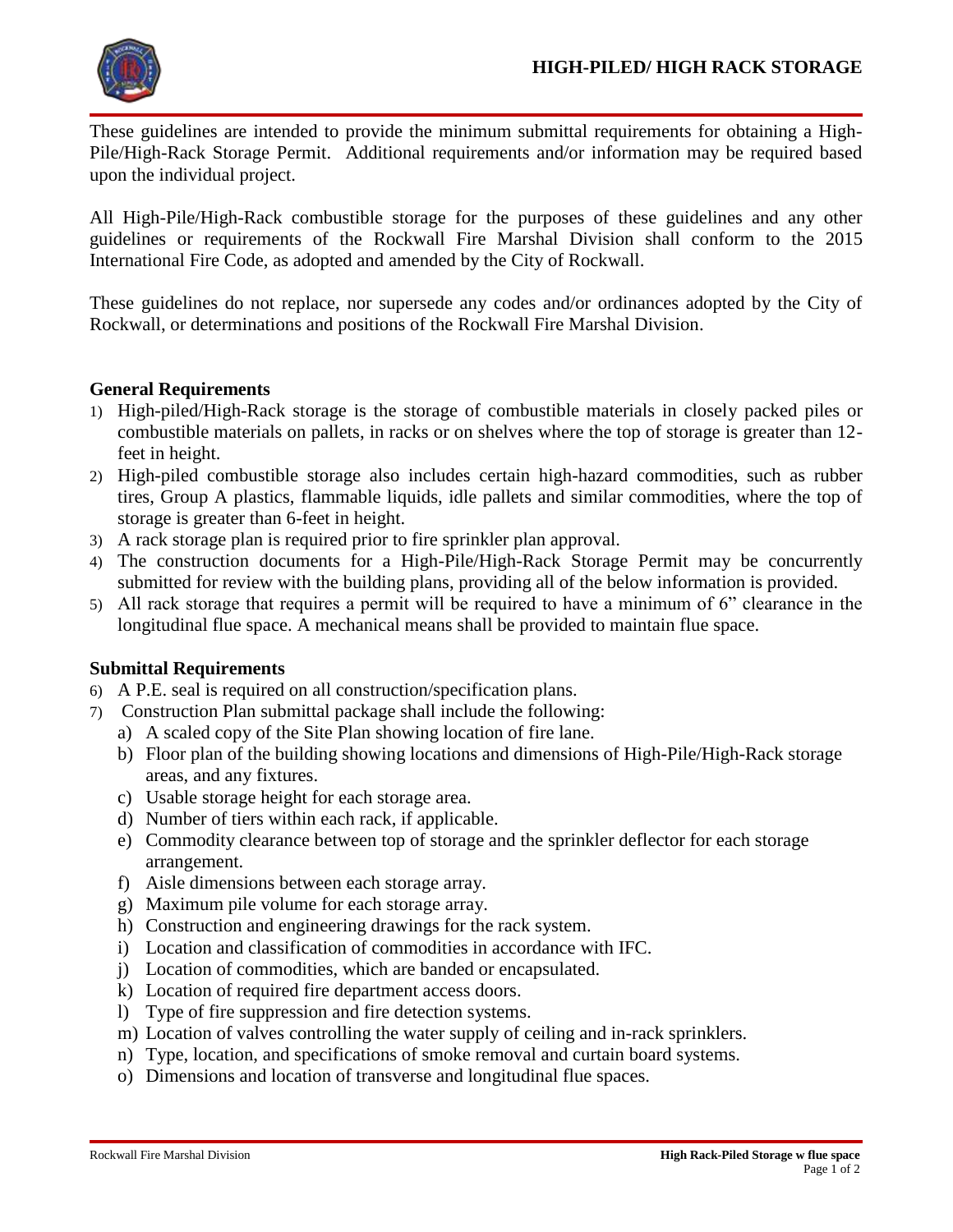# HIGH-PILED/ HIGH RACK STORAGE

These guidelines are intended to provide the minimum submittal requirements for obtaining a High-Pile/High-Rack Storage Permit. Additional requirements and/or information may be required based upon the individual project.

All High-Pile/High-Rack combustible storage for the purposes of these guidelines and any other guidelines or requirements of the Rockwall Fire Marshal Division shall conform to the 2015 International Fire Code, as adopted and amended by the City of Rockwall.

These guidelines do not replace, nor supersede any codes and/or ordinances adopted by the City of Rockwall, or determinations and positions of the Rockwall Fire Marshal Division.

## General Requirements

1) High-piled/High-Rack storage is the storage of combustible materials in closely packed piles or combustible materials on pallets, in racks or on shelves where the top of storage is greater than 12-feet in height.
2) High-piled combustible storage also includes certain high-hazard commodities, such as rubber tires, Group A plastics, flammable liquids, idle pallets and similar commodities, where the top of storage is greater than 6-feet in height.
3) A rack storage plan is required prior to fire sprinkler plan approval.
4) The construction documents for a High-Pile/High-Rack Storage Permit may be concurrently submitted for review with the building plans, providing all of the below information is provided.
5) All rack storage that requires a permit will be required to have a minimum of 6" clearance in the longitudinal flue space. A mechanical means shall be provided to maintain flue space.

## Submittal Requirements

6) A P.E. seal is required on all construction/specification plans.
7) Construction Plan submittal package shall include the following:
   a) A scaled copy of the Site Plan showing location of fire lane.
   b) Floor plan of the building showing locations and dimensions of High-Pile/High-Rack storage areas, and any fixtures.
   c) Usable storage height for each storage area.
   d) Number of tiers within each rack, if applicable.
   e) Commodity clearance between top of storage and the sprinkler deflector for each storage arrangement.
   f) Aisle dimensions between each storage array.
   g) Maximum pile volume for each storage array.
   h) Construction and engineering drawings for the rack system.
   i) Location and classification of commodities in accordance with IFC.
   j) Location of commodities, which are banded or encapsulated.
   k) Location of required fire department access doors.
   l) Type of fire suppression and fire detection systems.
   m) Location of valves controlling the water supply of ceiling and in-rack sprinklers.
   n) Type, location, and specifications of smoke removal and curtain board systems.
   o) Dimensions and location of transverse and longitudinal flue spaces.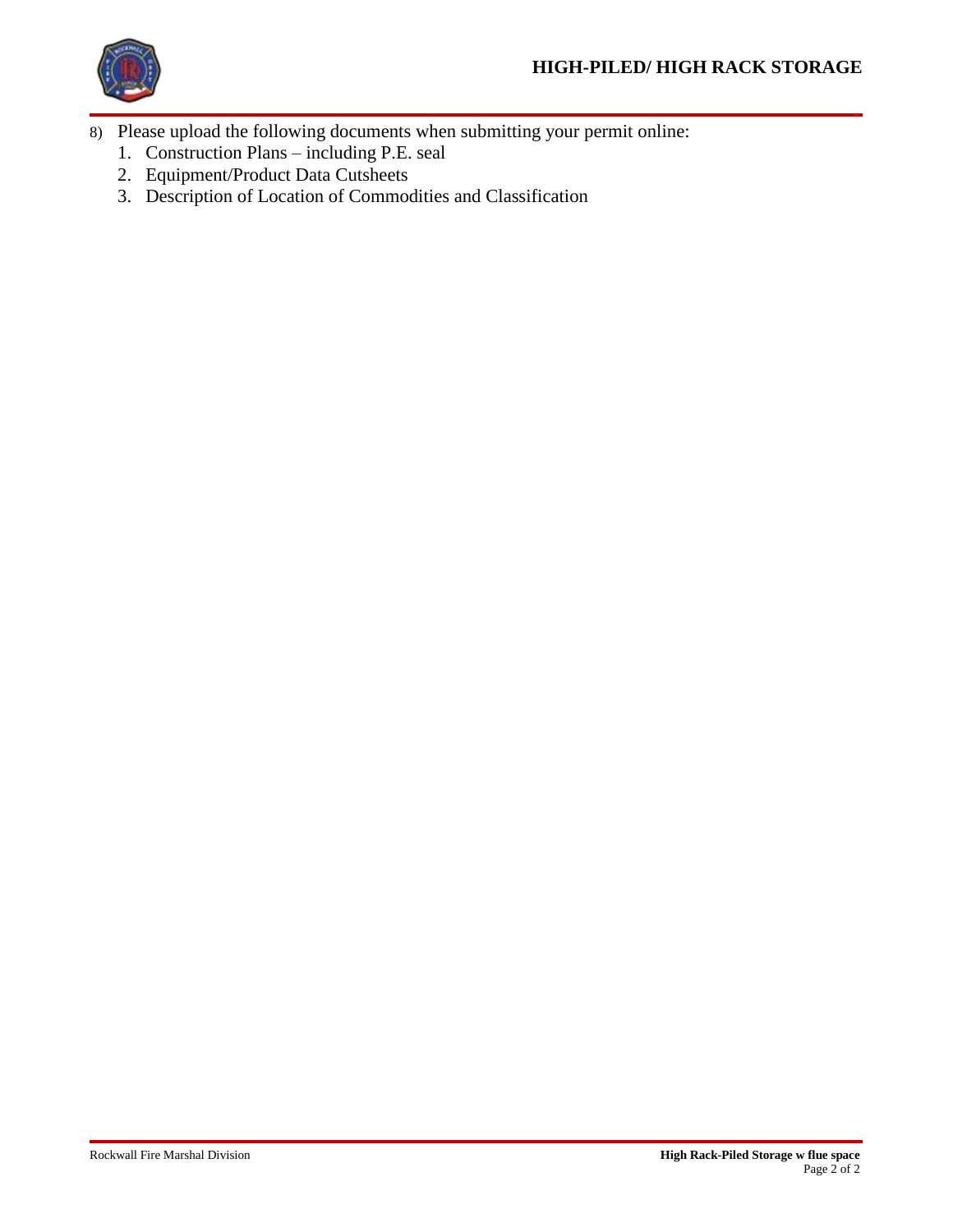8) Please upload the following documents when submitting your permit online:
   1. Construction Plans – including P.E. seal
   2. Equipment/Product Data Cutsheets
   3. Description of Location of Commodities and Classification